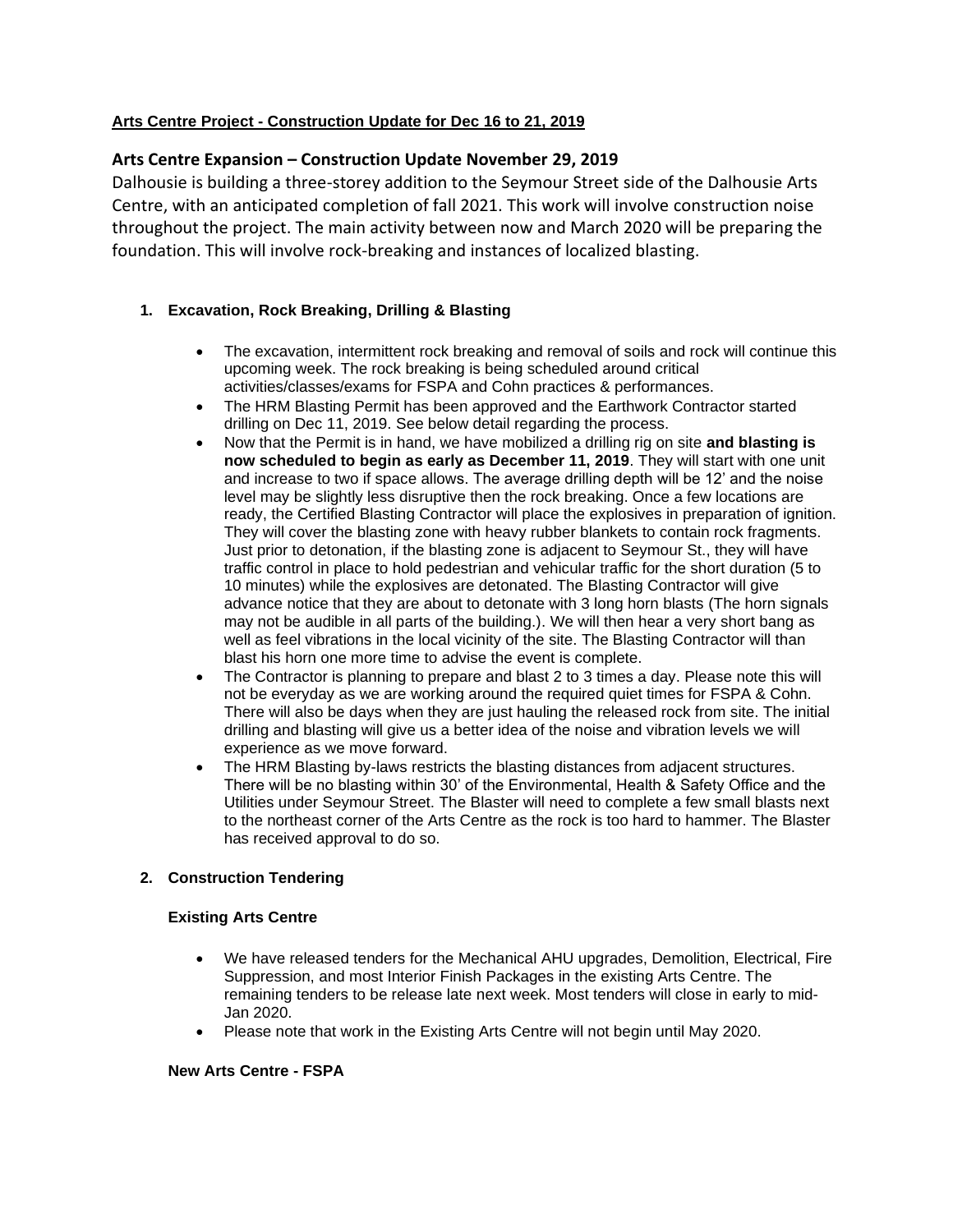**Arts Centre Project - Construction Update for Dec 16 to 21, 2019**

## Arts Centre Expansion – Construction Update November 29, 2019

Dalhousie is building a three-storey addition to the Seymour Street side of the Dalhousie Arts Centre, with an anticipated completion of fall 2021. This work will involve construction noise throughout the project. The main activity between now and March 2020 will be preparing the foundation. This will involve rock-breaking and instances of localized blasting.

### 1. Excavation, Rock Breaking, Drilling & Blasting

- The excavation, intermittent rock breaking and removal of soils and rock will continue this upcoming week. The rock breaking is being scheduled around critical activities/classes/exams for FSPA and Cohn practices & performances.
- The HRM Blasting Permit has been approved and the Earthwork Contractor started drilling on Dec 11, 2019. See below detail regarding the process.
- Now that the Permit is in hand, we have mobilized a drilling rig on site **and blasting is now scheduled to begin as early as December 11, 2019**. They will start with one unit and increase to two if space allows. The average drilling depth will be 12' and the noise level may be slightly less disruptive then the rock breaking. Once a few locations are ready, the Certified Blasting Contractor will place the explosives in preparation of ignition. They will cover the blasting zone with heavy rubber blankets to contain rock fragments. Just prior to detonation, if the blasting zone is adjacent to Seymour St., they will have traffic control in place to hold pedestrian and vehicular traffic for the short duration (5 to 10 minutes) while the explosives are detonated. The Blasting Contractor will give advance notice that they are about to detonate with 3 long horn blasts (The horn signals may not be audible in all parts of the building.). We will then hear a very short bang as well as feel vibrations in the local vicinity of the site. The Blasting Contractor will than blast his horn one more time to advise the event is complete.
- The Contractor is planning to prepare and blast 2 to 3 times a day. Please note this will not be everyday as we are working around the required quiet times for FSPA & Cohn. There will also be days when they are just hauling the released rock from site. The initial drilling and blasting will give us a better idea of the noise and vibration levels we will experience as we move forward.
- The HRM Blasting by-laws restricts the blasting distances from adjacent structures. There will be no blasting within 30' of the Environmental, Health & Safety Office and the Utilities under Seymour Street. The Blaster will need to complete a few small blasts next to the northeast corner of the Arts Centre as the rock is too hard to hammer. The Blaster has received approval to do so.

### 2. Construction Tendering

**Existing Arts Centre**

- We have released tenders for the Mechanical AHU upgrades, Demolition, Electrical, Fire Suppression, and most Interior Finish Packages in the existing Arts Centre. The remaining tenders to be release late next week. Most tenders will close in early to mid-Jan 2020.
- Please note that work in the Existing Arts Centre will not begin until May 2020.

**New Arts Centre - FSPA**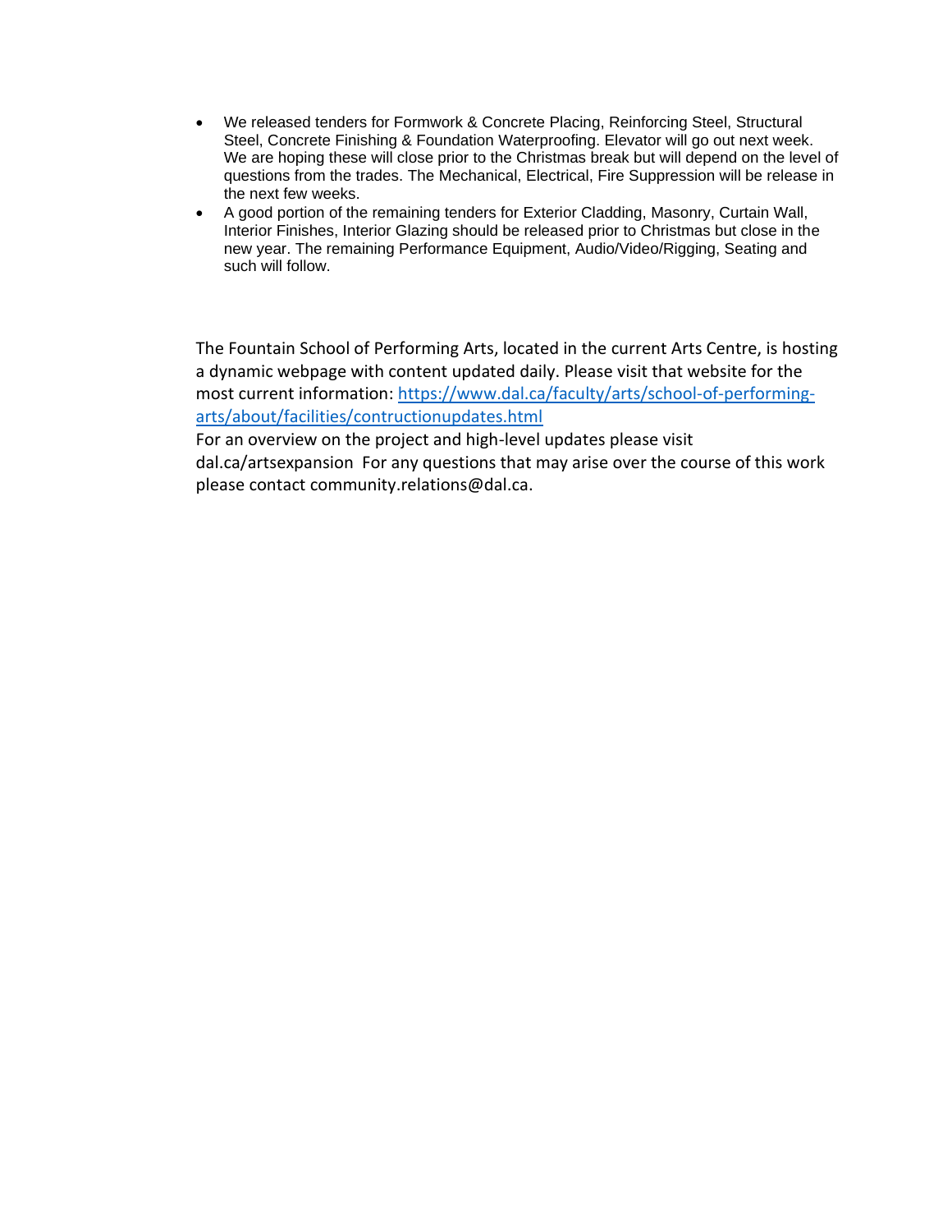- We released tenders for Formwork & Concrete Placing, Reinforcing Steel, Structural Steel, Concrete Finishing & Foundation Waterproofing. Elevator will go out next week. We are hoping these will close prior to the Christmas break but will depend on the level of questions from the trades. The Mechanical, Electrical, Fire Suppression will be release in the next few weeks.
- A good portion of the remaining tenders for Exterior Cladding, Masonry, Curtain Wall, Interior Finishes, Interior Glazing should be released prior to Christmas but close in the new year. The remaining Performance Equipment, Audio/Video/Rigging, Seating and such will follow.

The Fountain School of Performing Arts, located in the current Arts Centre, is hosting a dynamic webpage with content updated daily. Please visit that website for the most current information: [https://www.dal.ca/faculty/arts/school-of-performing-arts/about/facilities/contructionupdates.html](https://www.dal.ca/faculty/arts/school-of-performing-arts/about/facilities/contructionupdates.html)
For an overview on the project and high-level updates please visit dal.ca/artsexpansion For any questions that may arise over the course of this work please contact community.relations@dal.ca.